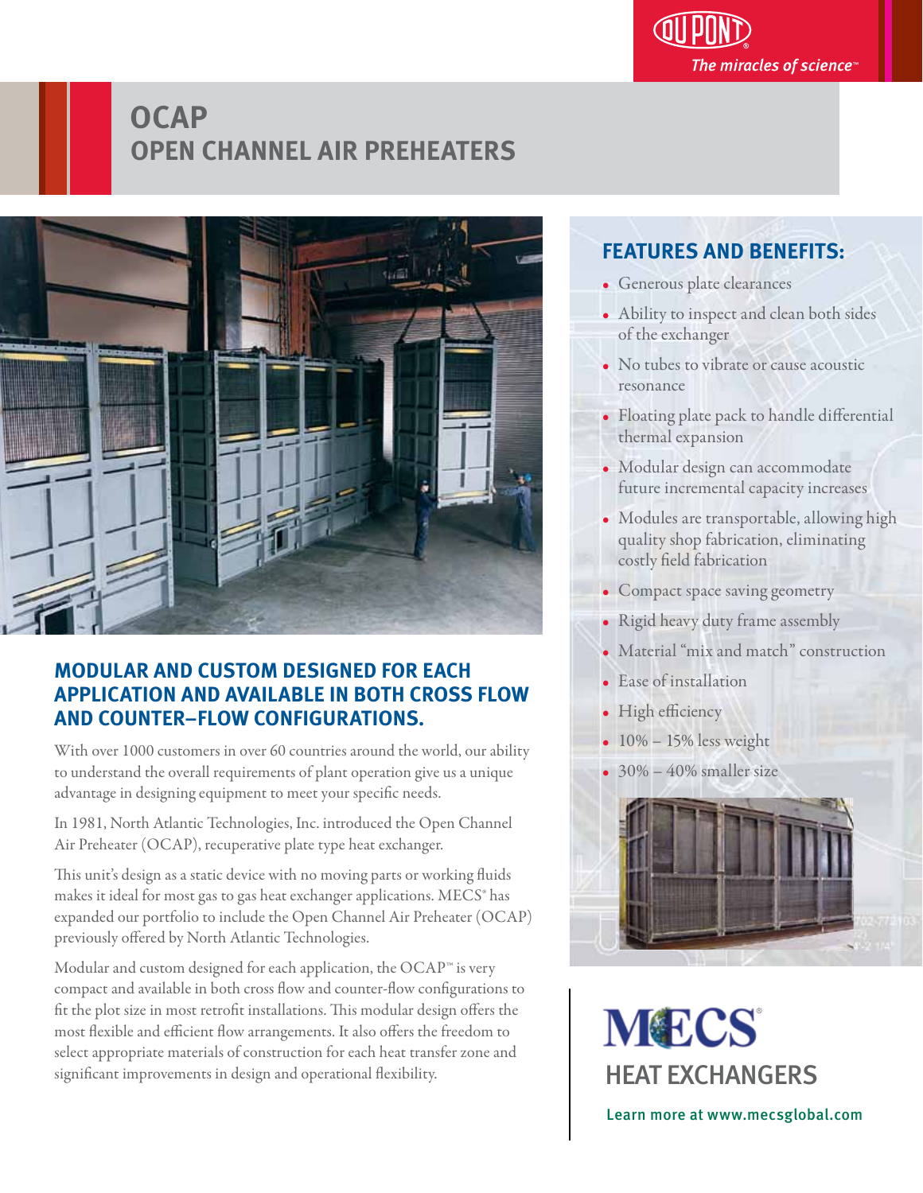DuPont
*The miracles of science™*

# OCAP
# OPEN CHANNEL AIR PREHEATERS

## MODULAR AND CUSTOM DESIGNED FOR EACH APPLICATION AND AVAILABLE IN BOTH CROSS FLOW AND COUNTER–FLOW CONFIGURATIONS.

With over 1000 customers in over 60 countries around the world, our ability to understand the overall requirements of plant operation give us a unique advantage in designing equipment to meet your specific needs.

In 1981, North Atlantic Technologies, Inc. introduced the Open Channel Air Preheater (OCAP), recuperative plate type heat exchanger.

This unit's design as a static device with no moving parts or working fluids makes it ideal for most gas to gas heat exchanger applications. MECS® has expanded our portfolio to include the Open Channel Air Preheater (OCAP) previously offered by North Atlantic Technologies.

Modular and custom designed for each application, the OCAP™ is very compact and available in both cross flow and counter-flow configurations to fit the plot size in most retrofit installations. This modular design offers the most flexible and efficient flow arrangements. It also offers the freedom to select appropriate materials of construction for each heat transfer zone and significant improvements in design and operational flexibility.

## FEATURES AND BENEFITS:

- Generous plate clearances
- Ability to inspect and clean both sides of the exchanger
- No tubes to vibrate or cause acoustic resonance
- Floating plate pack to handle differential thermal expansion
- Modular design can accommodate future incremental capacity increases
- Modules are transportable, allowing high quality shop fabrication, eliminating costly field fabrication
- Compact space saving geometry
- Rigid heavy duty frame assembly
- Material "mix and match" construction
- Ease of installation
- High efficiency
- 10% – 15% less weight
- 30% – 40% smaller size

MECS®
HEAT EXCHANGERS

Learn more at www.mecsglobal.com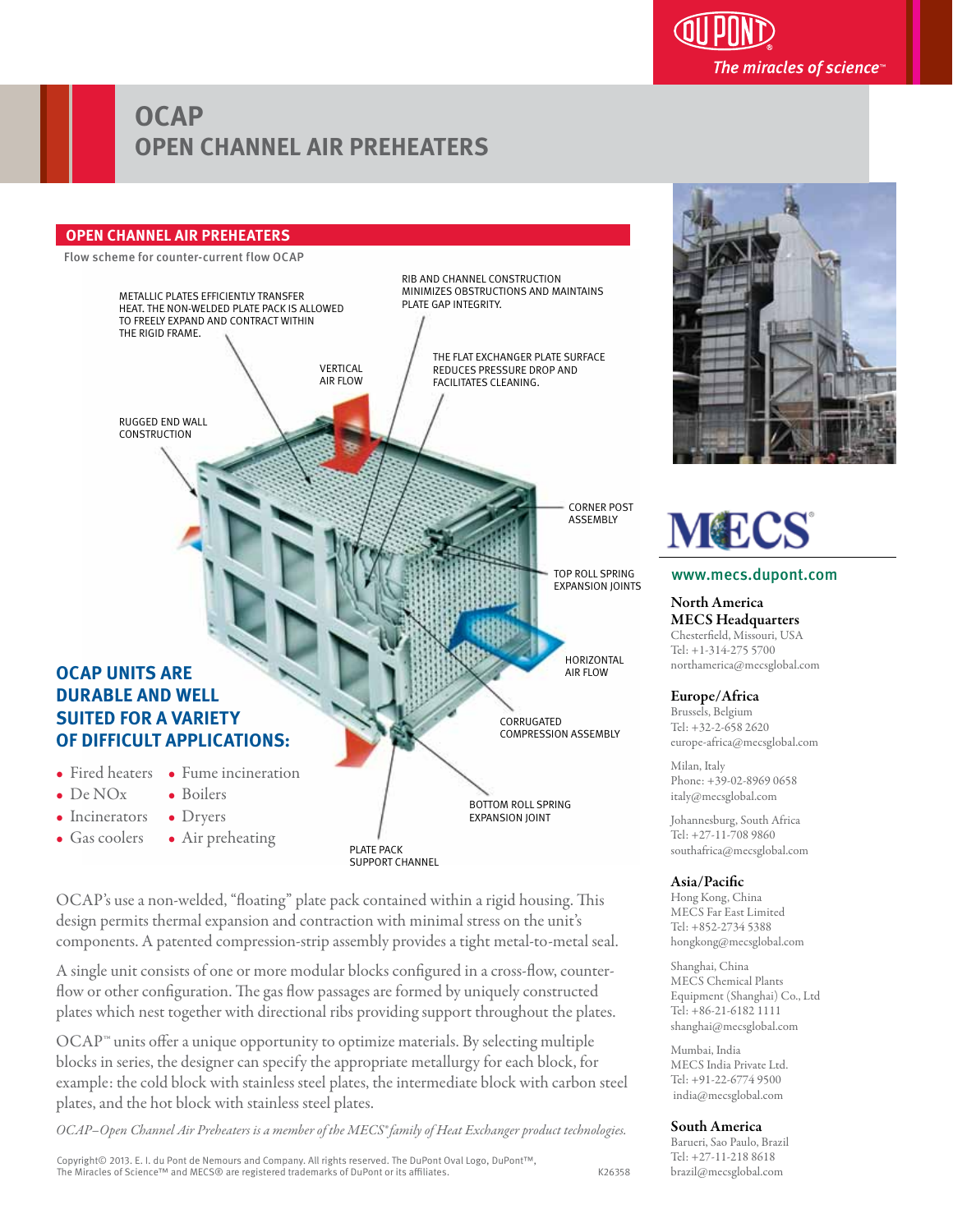# OCAP
# OPEN CHANNEL AIR PREHEATERS

## OPEN CHANNEL AIR PREHEATERS

Flow scheme for counter-current flow OCAP

METALLIC PLATES EFFICIENTLY TRANSFER HEAT. THE NON-WELDED PLATE PACK IS ALLOWED TO FREELY EXPAND AND CONTRACT WITHIN THE RIGID FRAME.

RIB AND CHANNEL CONSTRUCTION MINIMIZES OBSTRUCTIONS AND MAINTAINS PLATE GAP INTEGRITY.

VERTICAL AIR FLOW

THE FLAT EXCHANGER PLATE SURFACE REDUCES PRESSURE DROP AND FACILITATES CLEANING.

RUGGED END WALL CONSTRUCTION

CORNER POST ASSEMBLY

TOP ROLL SPRING EXPANSION JOINTS

HORIZONTAL AIR FLOW

CORRUGATED COMPRESSION ASSEMBLY

BOTTOM ROLL SPRING EXPANSION JOINT

PLATE PACK SUPPORT CHANNEL

### OCAP UNITS ARE DURABLE AND WELL SUITED FOR A VARIETY OF DIFFICULT APPLICATIONS:

- Fired heaters
- De NOx
- Incinerators
- Gas coolers
- Fume incineration
- Boilers
- Dryers
- Air preheating

OCAP's use a non-welded, "floating" plate pack contained within a rigid housing. This design permits thermal expansion and contraction with minimal stress on the unit's components. A patented compression-strip assembly provides a tight metal-to-metal seal.

A single unit consists of one or more modular blocks configured in a cross-flow, counter-flow or other configuration. The gas flow passages are formed by uniquely constructed plates which nest together with directional ribs providing support throughout the plates.

OCAP™ units offer a unique opportunity to optimize materials. By selecting multiple blocks in series, the designer can specify the appropriate metallurgy for each block, for example: the cold block with stainless steel plates, the intermediate block with carbon steel plates, and the hot block with stainless steel plates.

*OCAP–Open Channel Air Preheaters is a member of the MECS® family of Heat Exchanger product technologies.*

Copyright© 2013. E. I. du Pont de Nemours and Company. All rights reserved. The DuPont Oval Logo, DuPont™, The Miracles of Science™ and MECS® are registered trademarks of DuPont or its affiliates.

K26358

www.mecs.dupont.com

**North America**
**MECS Headquarters**
Chesterfield, Missouri, USA
Tel: +1-314-275 5700
northamerica@mecsglobal.com

**Europe/Africa**
Brussels, Belgium
Tel: +32-2-658 2620
europe-africa@mecsglobal.com

Milan, Italy
Phone: +39-02-8969 0658
italy@mecsglobal.com

Johannesburg, South Africa
Tel: +27-11-708 9860
southafrica@mecsglobal.com

**Asia/Pacific**
Hong Kong, China
MECS Far East Limited
Tel: +852-2734 5388
hongkong@mecsglobal.com

Shanghai, China
MECS Chemical Plants Equipment (Shanghai) Co., Ltd
Tel: +86-21-6182 1111
shanghai@mecsglobal.com

Mumbai, India
MECS India Private Ltd.
Tel: +91-22-6774 9500
india@mecsglobal.com

**South America**
Barueri, Sao Paulo, Brazil
Tel: +27-11-218 8618
brazil@mecsglobal.com